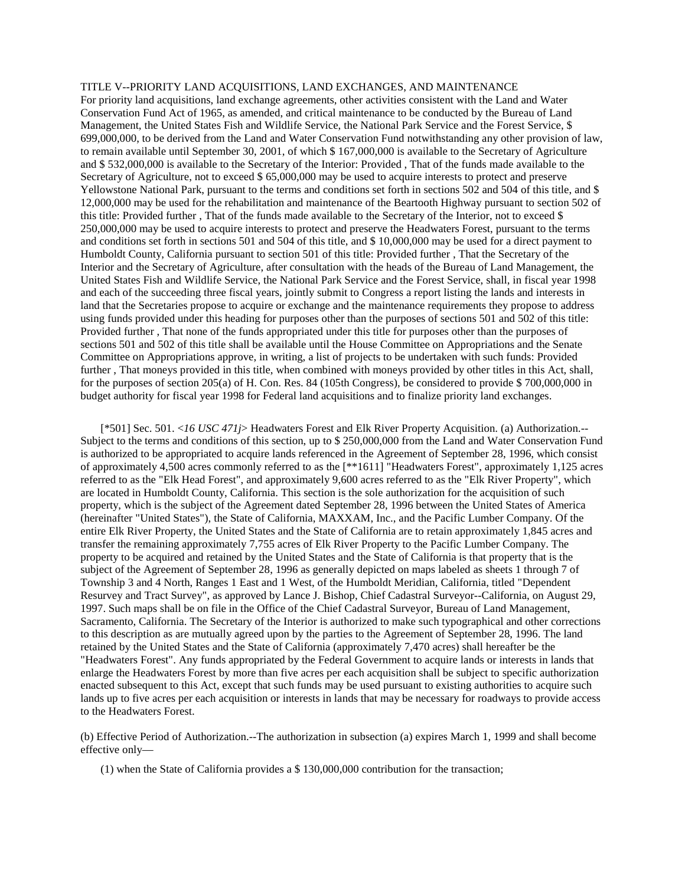TITLE V--PRIORITY LAND ACQUISITIONS, LAND EXCHANGES, AND MAINTENANCE

For priority land acquisitions, land exchange agreements, other activities consistent with the Land and Water Conservation Fund Act of 1965, as amended, and critical maintenance to be conducted by the Bureau of Land Management, the United States Fish and Wildlife Service, the National Park Service and the Forest Service, $ 699,000,000, to be derived from the Land and Water Conservation Fund notwithstanding any other provision of law, to remain available until September 30, 2001, of which $ 167,000,000 is available to the Secretary of Agriculture and $ 532,000,000 is available to the Secretary of the Interior: Provided , That of the funds made available to the Secretary of Agriculture, not to exceed $ 65,000,000 may be used to acquire interests to protect and preserve Yellowstone National Park, pursuant to the terms and conditions set forth in sections 502 and 504 of this title, and $ 12,000,000 may be used for the rehabilitation and maintenance of the Beartooth Highway pursuant to section 502 of this title: Provided further , That of the funds made available to the Secretary of the Interior, not to exceed $ 250,000,000 may be used to acquire interests to protect and preserve the Headwaters Forest, pursuant to the terms and conditions set forth in sections 501 and 504 of this title, and $ 10,000,000 may be used for a direct payment to Humboldt County, California pursuant to section 501 of this title: Provided further , That the Secretary of the Interior and the Secretary of Agriculture, after consultation with the heads of the Bureau of Land Management, the United States Fish and Wildlife Service, the National Park Service and the Forest Service, shall, in fiscal year 1998 and each of the succeeding three fiscal years, jointly submit to Congress a report listing the lands and interests in land that the Secretaries propose to acquire or exchange and the maintenance requirements they propose to address using funds provided under this heading for purposes other than the purposes of sections 501 and 502 of this title: Provided further , That none of the funds appropriated under this title for purposes other than the purposes of sections 501 and 502 of this title shall be available until the House Committee on Appropriations and the Senate Committee on Appropriations approve, in writing, a list of projects to be undertaken with such funds: Provided further , That moneys provided in this title, when combined with moneys provided by other titles in this Act, shall, for the purposes of section 205(a) of H. Con. Res. 84 (105th Congress), be considered to provide $ 700,000,000 in budget authority for fiscal year 1998 for Federal land acquisitions and to finalize priority land exchanges.

[*501] Sec. 501. <*16 USC 471j*> Headwaters Forest and Elk River Property Acquisition. (a) Authorization.-- Subject to the terms and conditions of this section, up to $ 250,000,000 from the Land and Water Conservation Fund is authorized to be appropriated to acquire lands referenced in the Agreement of September 28, 1996, which consist of approximately 4,500 acres commonly referred to as the [**1611] "Headwaters Forest", approximately 1,125 acres referred to as the "Elk Head Forest", and approximately 9,600 acres referred to as the "Elk River Property", which are located in Humboldt County, California. This section is the sole authorization for the acquisition of such property, which is the subject of the Agreement dated September 28, 1996 between the United States of America (hereinafter "United States"), the State of California, MAXXAM, Inc., and the Pacific Lumber Company. Of the entire Elk River Property, the United States and the State of California are to retain approximately 1,845 acres and transfer the remaining approximately 7,755 acres of Elk River Property to the Pacific Lumber Company. The property to be acquired and retained by the United States and the State of California is that property that is the subject of the Agreement of September 28, 1996 as generally depicted on maps labeled as sheets 1 through 7 of Township 3 and 4 North, Ranges 1 East and 1 West, of the Humboldt Meridian, California, titled "Dependent Resurvey and Tract Survey", as approved by Lance J. Bishop, Chief Cadastral Surveyor--California, on August 29, 1997. Such maps shall be on file in the Office of the Chief Cadastral Surveyor, Bureau of Land Management, Sacramento, California. The Secretary of the Interior is authorized to make such typographical and other corrections to this description as are mutually agreed upon by the parties to the Agreement of September 28, 1996. The land retained by the United States and the State of California (approximately 7,470 acres) shall hereafter be the "Headwaters Forest". Any funds appropriated by the Federal Government to acquire lands or interests in lands that enlarge the Headwaters Forest by more than five acres per each acquisition shall be subject to specific authorization enacted subsequent to this Act, except that such funds may be used pursuant to existing authorities to acquire such lands up to five acres per each acquisition or interests in lands that may be necessary for roadways to provide access to the Headwaters Forest.

(b) Effective Period of Authorization.--The authorization in subsection (a) expires March 1, 1999 and shall become effective only—

(1) when the State of California provides a $ 130,000,000 contribution for the transaction;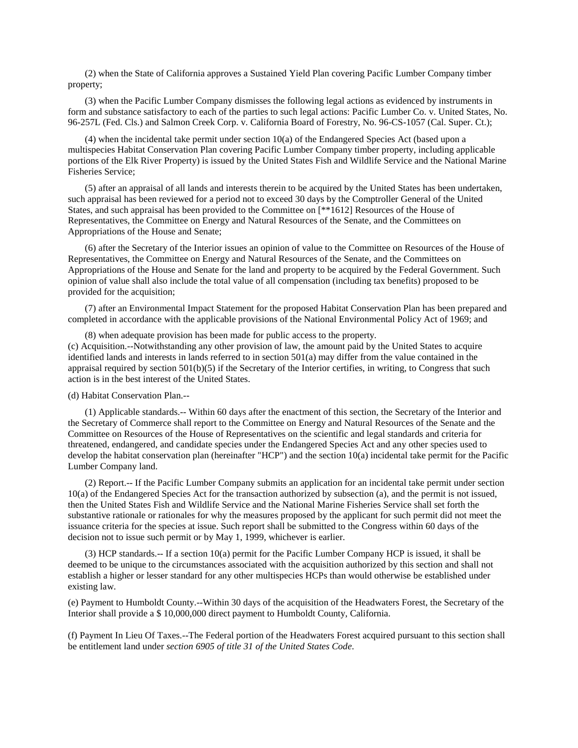(2) when the State of California approves a Sustained Yield Plan covering Pacific Lumber Company timber property;

(3) when the Pacific Lumber Company dismisses the following legal actions as evidenced by instruments in form and substance satisfactory to each of the parties to such legal actions: Pacific Lumber Co. v. United States, No. 96-257L (Fed. Cls.) and Salmon Creek Corp. v. California Board of Forestry, No. 96-CS-1057 (Cal. Super. Ct.);

(4) when the incidental take permit under section 10(a) of the Endangered Species Act (based upon a multispecies Habitat Conservation Plan covering Pacific Lumber Company timber property, including applicable portions of the Elk River Property) is issued by the United States Fish and Wildlife Service and the National Marine Fisheries Service;

(5) after an appraisal of all lands and interests therein to be acquired by the United States has been undertaken, such appraisal has been reviewed for a period not to exceed 30 days by the Comptroller General of the United States, and such appraisal has been provided to the Committee on [**1612] Resources of the House of Representatives, the Committee on Energy and Natural Resources of the Senate, and the Committees on Appropriations of the House and Senate;

(6) after the Secretary of the Interior issues an opinion of value to the Committee on Resources of the House of Representatives, the Committee on Energy and Natural Resources of the Senate, and the Committees on Appropriations of the House and Senate for the land and property to be acquired by the Federal Government. Such opinion of value shall also include the total value of all compensation (including tax benefits) proposed to be provided for the acquisition;

(7) after an Environmental Impact Statement for the proposed Habitat Conservation Plan has been prepared and completed in accordance with the applicable provisions of the National Environmental Policy Act of 1969; and

(8) when adequate provision has been made for public access to the property.

(c) Acquisition.--Notwithstanding any other provision of law, the amount paid by the United States to acquire identified lands and interests in lands referred to in section 501(a) may differ from the value contained in the appraisal required by section 501(b)(5) if the Secretary of the Interior certifies, in writing, to Congress that such action is in the best interest of the United States.

(d) Habitat Conservation Plan.--

(1) Applicable standards.-- Within 60 days after the enactment of this section, the Secretary of the Interior and the Secretary of Commerce shall report to the Committee on Energy and Natural Resources of the Senate and the Committee on Resources of the House of Representatives on the scientific and legal standards and criteria for threatened, endangered, and candidate species under the Endangered Species Act and any other species used to develop the habitat conservation plan (hereinafter "HCP") and the section 10(a) incidental take permit for the Pacific Lumber Company land.

(2) Report.-- If the Pacific Lumber Company submits an application for an incidental take permit under section 10(a) of the Endangered Species Act for the transaction authorized by subsection (a), and the permit is not issued, then the United States Fish and Wildlife Service and the National Marine Fisheries Service shall set forth the substantive rationale or rationales for why the measures proposed by the applicant for such permit did not meet the issuance criteria for the species at issue. Such report shall be submitted to the Congress within 60 days of the decision not to issue such permit or by May 1, 1999, whichever is earlier.

(3) HCP standards.-- If a section 10(a) permit for the Pacific Lumber Company HCP is issued, it shall be deemed to be unique to the circumstances associated with the acquisition authorized by this section and shall not establish a higher or lesser standard for any other multispecies HCPs than would otherwise be established under existing law.

(e) Payment to Humboldt County.--Within 30 days of the acquisition of the Headwaters Forest, the Secretary of the Interior shall provide a $ 10,000,000 direct payment to Humboldt County, California.

(f) Payment In Lieu Of Taxes.--The Federal portion of the Headwaters Forest acquired pursuant to this section shall be entitlement land under *section 6905 of title 31 of the United States Code*.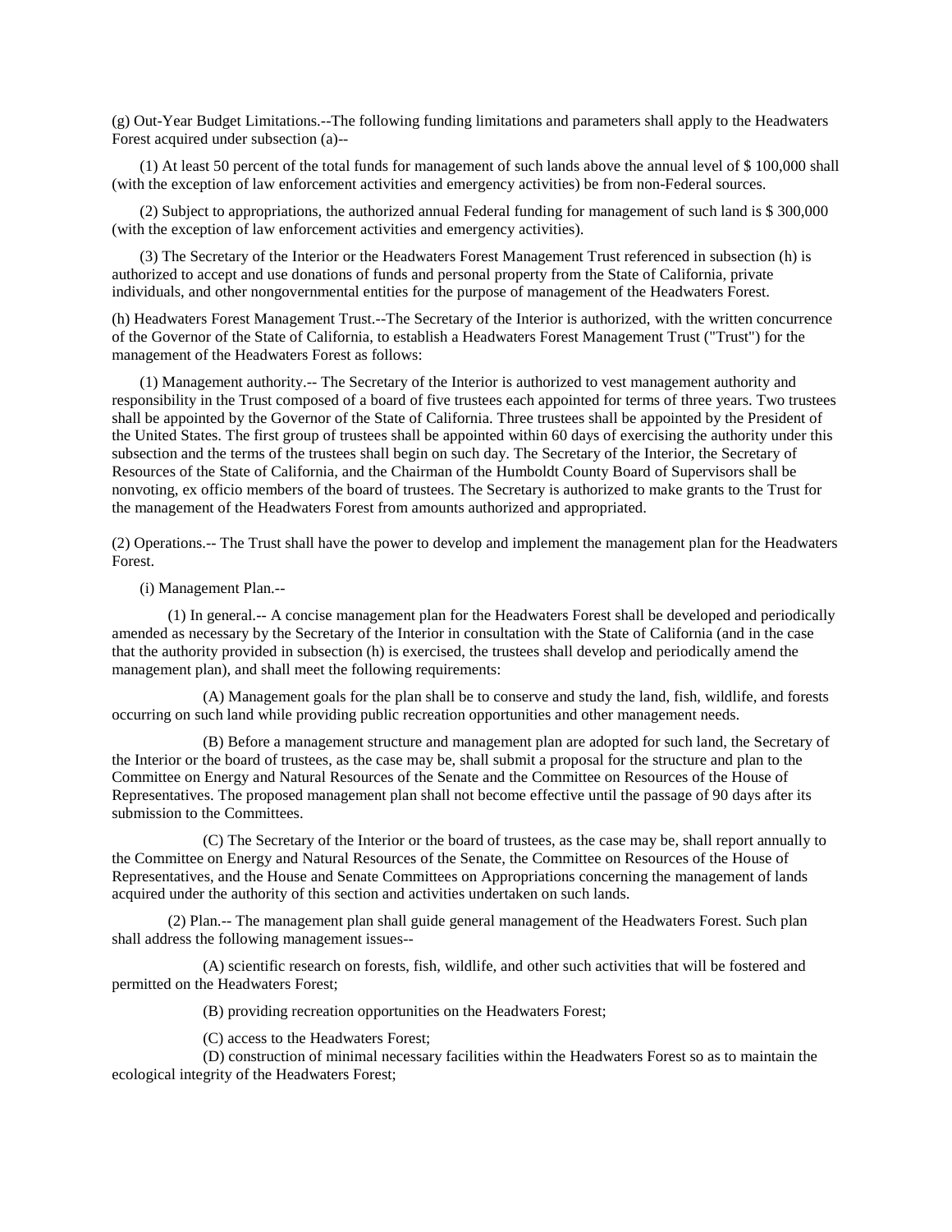(g) Out-Year Budget Limitations.--The following funding limitations and parameters shall apply to the Headwaters Forest acquired under subsection (a)--

(1) At least 50 percent of the total funds for management of such lands above the annual level of $ 100,000 shall (with the exception of law enforcement activities and emergency activities) be from non-Federal sources.

(2) Subject to appropriations, the authorized annual Federal funding for management of such land is $ 300,000 (with the exception of law enforcement activities and emergency activities).

(3) The Secretary of the Interior or the Headwaters Forest Management Trust referenced in subsection (h) is authorized to accept and use donations of funds and personal property from the State of California, private individuals, and other nongovernmental entities for the purpose of management of the Headwaters Forest.

(h) Headwaters Forest Management Trust.--The Secretary of the Interior is authorized, with the written concurrence of the Governor of the State of California, to establish a Headwaters Forest Management Trust ("Trust") for the management of the Headwaters Forest as follows:

(1) Management authority.-- The Secretary of the Interior is authorized to vest management authority and responsibility in the Trust composed of a board of five trustees each appointed for terms of three years. Two trustees shall be appointed by the Governor of the State of California. Three trustees shall be appointed by the President of the United States. The first group of trustees shall be appointed within 60 days of exercising the authority under this subsection and the terms of the trustees shall begin on such day. The Secretary of the Interior, the Secretary of Resources of the State of California, and the Chairman of the Humboldt County Board of Supervisors shall be nonvoting, ex officio members of the board of trustees. The Secretary is authorized to make grants to the Trust for the management of the Headwaters Forest from amounts authorized and appropriated.

(2) Operations.-- The Trust shall have the power to develop and implement the management plan for the Headwaters Forest.

(i) Management Plan.--

(1) In general.-- A concise management plan for the Headwaters Forest shall be developed and periodically amended as necessary by the Secretary of the Interior in consultation with the State of California (and in the case that the authority provided in subsection (h) is exercised, the trustees shall develop and periodically amend the management plan), and shall meet the following requirements:

(A) Management goals for the plan shall be to conserve and study the land, fish, wildlife, and forests occurring on such land while providing public recreation opportunities and other management needs.

(B) Before a management structure and management plan are adopted for such land, the Secretary of the Interior or the board of trustees, as the case may be, shall submit a proposal for the structure and plan to the Committee on Energy and Natural Resources of the Senate and the Committee on Resources of the House of Representatives. The proposed management plan shall not become effective until the passage of 90 days after its submission to the Committees.

(C) The Secretary of the Interior or the board of trustees, as the case may be, shall report annually to the Committee on Energy and Natural Resources of the Senate, the Committee on Resources of the House of Representatives, and the House and Senate Committees on Appropriations concerning the management of lands acquired under the authority of this section and activities undertaken on such lands.

(2) Plan.-- The management plan shall guide general management of the Headwaters Forest. Such plan shall address the following management issues--

(A) scientific research on forests, fish, wildlife, and other such activities that will be fostered and permitted on the Headwaters Forest;

(B) providing recreation opportunities on the Headwaters Forest;

(C) access to the Headwaters Forest;

(D) construction of minimal necessary facilities within the Headwaters Forest so as to maintain the ecological integrity of the Headwaters Forest;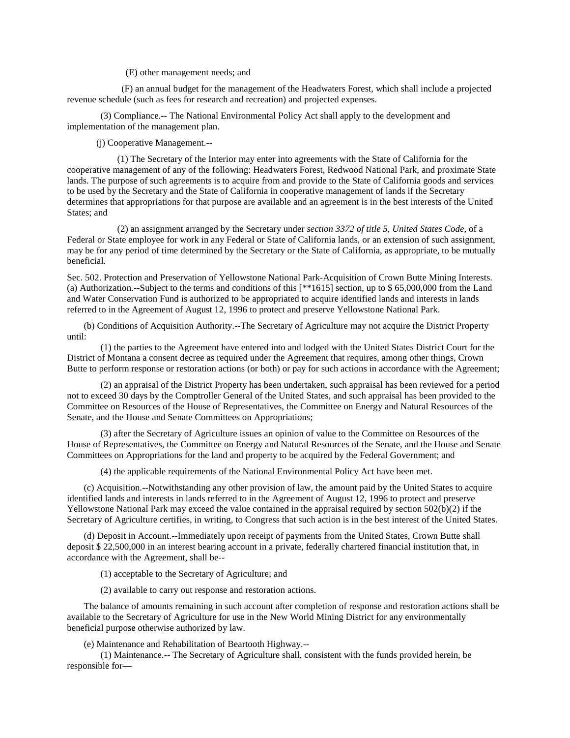(E) other management needs; and

(F) an annual budget for the management of the Headwaters Forest, which shall include a projected revenue schedule (such as fees for research and recreation) and projected expenses.

(3) Compliance.-- The National Environmental Policy Act shall apply to the development and implementation of the management plan.

(j) Cooperative Management.--

(1) The Secretary of the Interior may enter into agreements with the State of California for the cooperative management of any of the following: Headwaters Forest, Redwood National Park, and proximate State lands. The purpose of such agreements is to acquire from and provide to the State of California goods and services to be used by the Secretary and the State of California in cooperative management of lands if the Secretary determines that appropriations for that purpose are available and an agreement is in the best interests of the United States; and

(2) an assignment arranged by the Secretary under *section 3372 of title 5, United States Code*, of a Federal or State employee for work in any Federal or State of California lands, or an extension of such assignment, may be for any period of time determined by the Secretary or the State of California, as appropriate, to be mutually beneficial.

Sec. 502. Protection and Preservation of Yellowstone National Park-Acquisition of Crown Butte Mining Interests. (a) Authorization.--Subject to the terms and conditions of this [**1615] section, up to $ 65,000,000 from the Land and Water Conservation Fund is authorized to be appropriated to acquire identified lands and interests in lands referred to in the Agreement of August 12, 1996 to protect and preserve Yellowstone National Park.

(b) Conditions of Acquisition Authority.--The Secretary of Agriculture may not acquire the District Property until:

(1) the parties to the Agreement have entered into and lodged with the United States District Court for the District of Montana a consent decree as required under the Agreement that requires, among other things, Crown Butte to perform response or restoration actions (or both) or pay for such actions in accordance with the Agreement;

(2) an appraisal of the District Property has been undertaken, such appraisal has been reviewed for a period not to exceed 30 days by the Comptroller General of the United States, and such appraisal has been provided to the Committee on Resources of the House of Representatives, the Committee on Energy and Natural Resources of the Senate, and the House and Senate Committees on Appropriations;

(3) after the Secretary of Agriculture issues an opinion of value to the Committee on Resources of the House of Representatives, the Committee on Energy and Natural Resources of the Senate, and the House and Senate Committees on Appropriations for the land and property to be acquired by the Federal Government; and

(4) the applicable requirements of the National Environmental Policy Act have been met.

(c) Acquisition.--Notwithstanding any other provision of law, the amount paid by the United States to acquire identified lands and interests in lands referred to in the Agreement of August 12, 1996 to protect and preserve Yellowstone National Park may exceed the value contained in the appraisal required by section 502(b)(2) if the Secretary of Agriculture certifies, in writing, to Congress that such action is in the best interest of the United States.

(d) Deposit in Account.--Immediately upon receipt of payments from the United States, Crown Butte shall deposit $ 22,500,000 in an interest bearing account in a private, federally chartered financial institution that, in accordance with the Agreement, shall be--

(1) acceptable to the Secretary of Agriculture; and

(2) available to carry out response and restoration actions.

The balance of amounts remaining in such account after completion of response and restoration actions shall be available to the Secretary of Agriculture for use in the New World Mining District for any environmentally beneficial purpose otherwise authorized by law.

(e) Maintenance and Rehabilitation of Beartooth Highway.--

(1) Maintenance.-- The Secretary of Agriculture shall, consistent with the funds provided herein, be responsible for—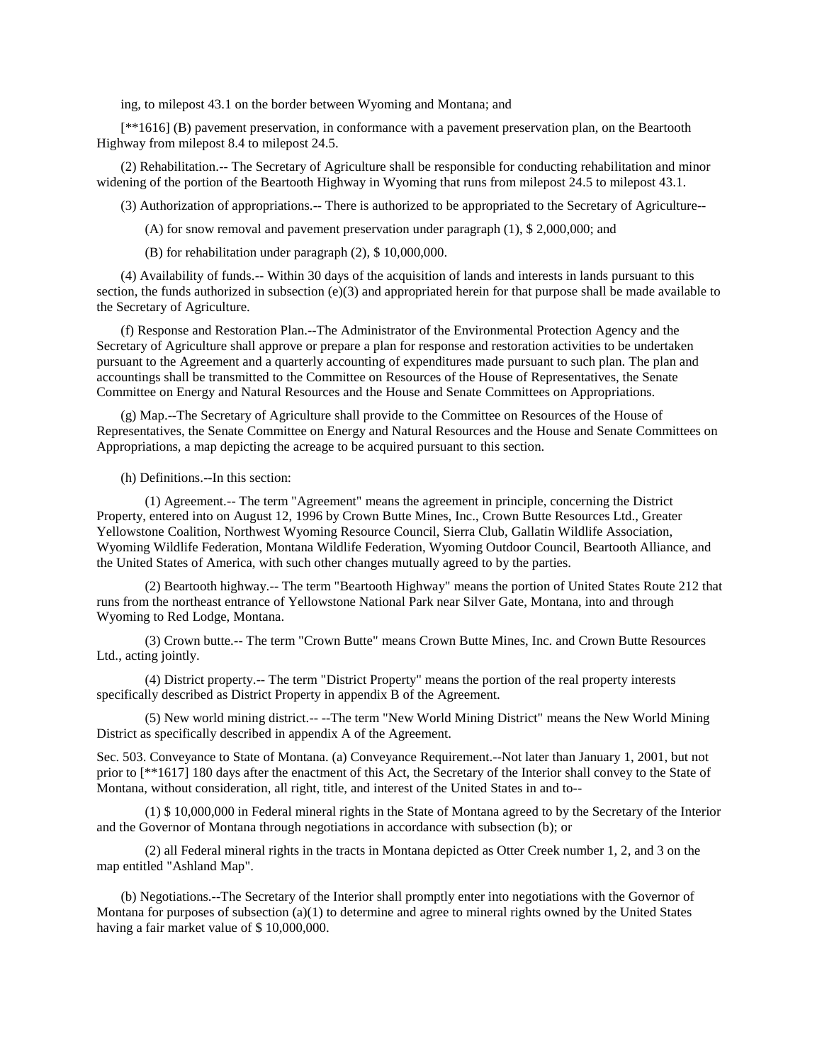ing, to milepost 43.1 on the border between Wyoming and Montana; and

[**1616] (B) pavement preservation, in conformance with a pavement preservation plan, on the Beartooth Highway from milepost 8.4 to milepost 24.5.

(2) Rehabilitation.-- The Secretary of Agriculture shall be responsible for conducting rehabilitation and minor widening of the portion of the Beartooth Highway in Wyoming that runs from milepost 24.5 to milepost 43.1.

(3) Authorization of appropriations.-- There is authorized to be appropriated to the Secretary of Agriculture--

(A) for snow removal and pavement preservation under paragraph (1), $ 2,000,000; and

(B) for rehabilitation under paragraph (2), $ 10,000,000.

(4) Availability of funds.-- Within 30 days of the acquisition of lands and interests in lands pursuant to this section, the funds authorized in subsection (e)(3) and appropriated herein for that purpose shall be made available to the Secretary of Agriculture.

(f) Response and Restoration Plan.--The Administrator of the Environmental Protection Agency and the Secretary of Agriculture shall approve or prepare a plan for response and restoration activities to be undertaken pursuant to the Agreement and a quarterly accounting of expenditures made pursuant to such plan. The plan and accountings shall be transmitted to the Committee on Resources of the House of Representatives, the Senate Committee on Energy and Natural Resources and the House and Senate Committees on Appropriations.

(g) Map.--The Secretary of Agriculture shall provide to the Committee on Resources of the House of Representatives, the Senate Committee on Energy and Natural Resources and the House and Senate Committees on Appropriations, a map depicting the acreage to be acquired pursuant to this section.

(h) Definitions.--In this section:

(1) Agreement.-- The term "Agreement" means the agreement in principle, concerning the District Property, entered into on August 12, 1996 by Crown Butte Mines, Inc., Crown Butte Resources Ltd., Greater Yellowstone Coalition, Northwest Wyoming Resource Council, Sierra Club, Gallatin Wildlife Association, Wyoming Wildlife Federation, Montana Wildlife Federation, Wyoming Outdoor Council, Beartooth Alliance, and the United States of America, with such other changes mutually agreed to by the parties.

(2) Beartooth highway.-- The term "Beartooth Highway" means the portion of United States Route 212 that runs from the northeast entrance of Yellowstone National Park near Silver Gate, Montana, into and through Wyoming to Red Lodge, Montana.

(3) Crown butte.-- The term "Crown Butte" means Crown Butte Mines, Inc. and Crown Butte Resources Ltd., acting jointly.

(4) District property.-- The term "District Property" means the portion of the real property interests specifically described as District Property in appendix B of the Agreement.

(5) New world mining district.-- --The term "New World Mining District" means the New World Mining District as specifically described in appendix A of the Agreement.

Sec. 503. Conveyance to State of Montana. (a) Conveyance Requirement.--Not later than January 1, 2001, but not prior to [**1617] 180 days after the enactment of this Act, the Secretary of the Interior shall convey to the State of Montana, without consideration, all right, title, and interest of the United States in and to--

(1) $ 10,000,000 in Federal mineral rights in the State of Montana agreed to by the Secretary of the Interior and the Governor of Montana through negotiations in accordance with subsection (b); or

(2) all Federal mineral rights in the tracts in Montana depicted as Otter Creek number 1, 2, and 3 on the map entitled "Ashland Map".

(b) Negotiations.--The Secretary of the Interior shall promptly enter into negotiations with the Governor of Montana for purposes of subsection (a)(1) to determine and agree to mineral rights owned by the United States having a fair market value of $ 10,000,000.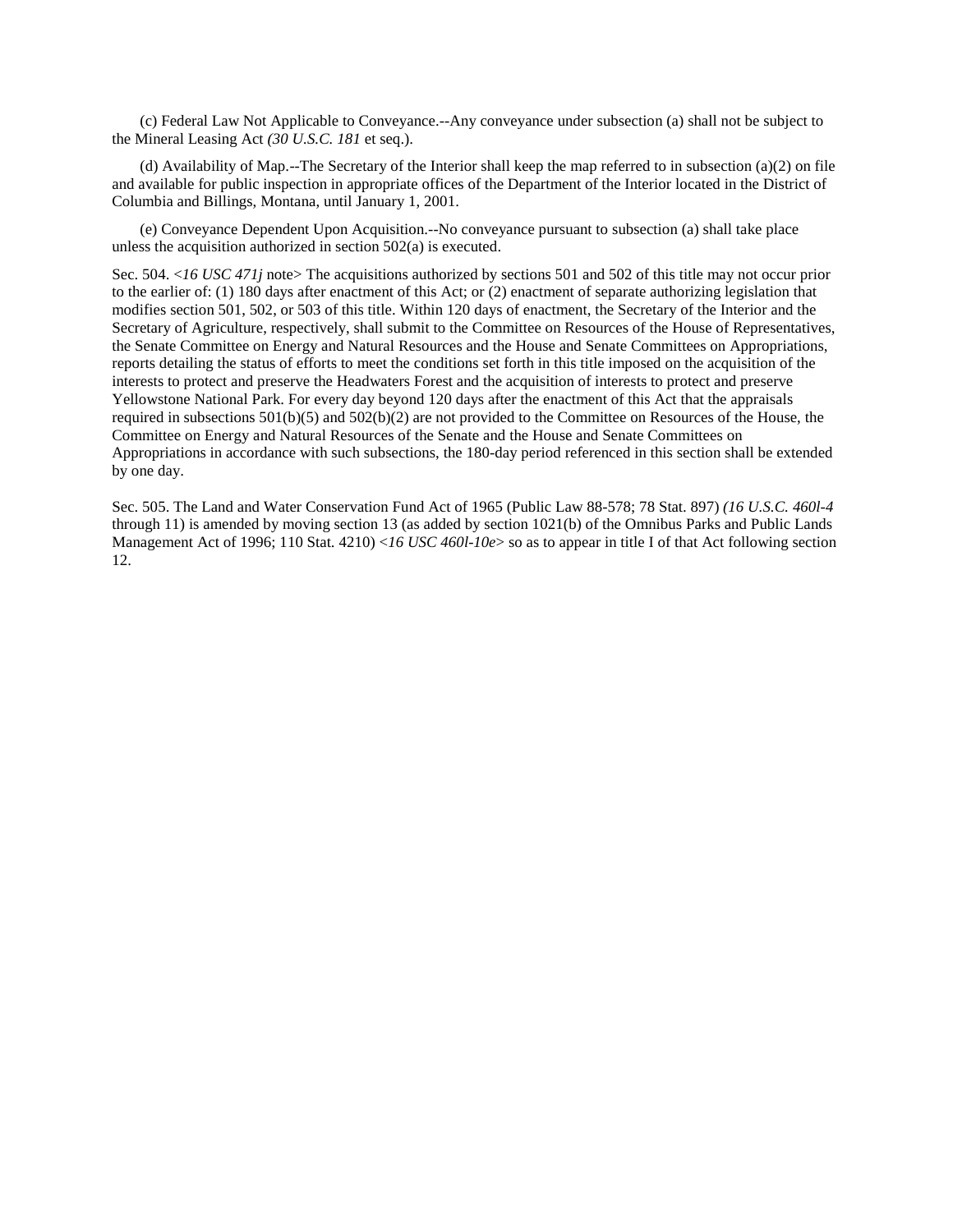(c) Federal Law Not Applicable to Conveyance.--Any conveyance under subsection (a) shall not be subject to the Mineral Leasing Act *(30 U.S.C. 181* et seq.).

(d) Availability of Map.--The Secretary of the Interior shall keep the map referred to in subsection (a)(2) on file and available for public inspection in appropriate offices of the Department of the Interior located in the District of Columbia and Billings, Montana, until January 1, 2001.

(e) Conveyance Dependent Upon Acquisition.--No conveyance pursuant to subsection (a) shall take place unless the acquisition authorized in section 502(a) is executed.

Sec. 504. <*16 USC 471j* note> The acquisitions authorized by sections 501 and 502 of this title may not occur prior to the earlier of: (1) 180 days after enactment of this Act; or (2) enactment of separate authorizing legislation that modifies section 501, 502, or 503 of this title. Within 120 days of enactment, the Secretary of the Interior and the Secretary of Agriculture, respectively, shall submit to the Committee on Resources of the House of Representatives, the Senate Committee on Energy and Natural Resources and the House and Senate Committees on Appropriations, reports detailing the status of efforts to meet the conditions set forth in this title imposed on the acquisition of the interests to protect and preserve the Headwaters Forest and the acquisition of interests to protect and preserve Yellowstone National Park. For every day beyond 120 days after the enactment of this Act that the appraisals required in subsections 501(b)(5) and 502(b)(2) are not provided to the Committee on Resources of the House, the Committee on Energy and Natural Resources of the Senate and the House and Senate Committees on Appropriations in accordance with such subsections, the 180-day period referenced in this section shall be extended by one day.

Sec. 505. The Land and Water Conservation Fund Act of 1965 (Public Law 88-578; 78 Stat. 897) *(16 U.S.C. 460l-4* through 11) is amended by moving section 13 (as added by section 1021(b) of the Omnibus Parks and Public Lands Management Act of 1996; 110 Stat. 4210) <*16 USC 460l-10e*> so as to appear in title I of that Act following section 12.